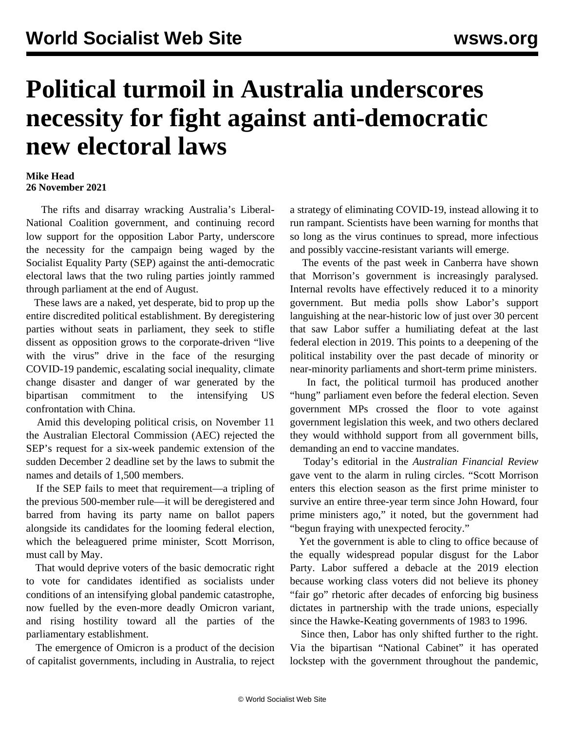# Political turmoil in Australia underscores necessity for fight against anti-democratic new electoral laws

**Mike Head**
**26 November 2021**

The rifts and disarray wracking Australia's Liberal-National Coalition government, and continuing record low support for the opposition Labor Party, underscore the necessity for the campaign being waged by the Socialist Equality Party (SEP) against the anti-democratic electoral laws that the two ruling parties jointly rammed through parliament at the end of August.

These laws are a naked, yet desperate, bid to prop up the entire discredited political establishment. By deregistering parties without seats in parliament, they seek to stifle dissent as opposition grows to the corporate-driven "live with the virus" drive in the face of the resurging COVID-19 pandemic, escalating social inequality, climate change disaster and danger of war generated by the bipartisan commitment to the intensifying US confrontation with China.

Amid this developing political crisis, on November 11 the Australian Electoral Commission (AEC) rejected the SEP's request for a six-week pandemic extension of the sudden December 2 deadline set by the laws to submit the names and details of 1,500 members.

If the SEP fails to meet that requirement—a tripling of the previous 500-member rule—it will be deregistered and barred from having its party name on ballot papers alongside its candidates for the looming federal election, which the beleaguered prime minister, Scott Morrison, must call by May.

That would deprive voters of the basic democratic right to vote for candidates identified as socialists under conditions of an intensifying global pandemic catastrophe, now fuelled by the even-more deadly Omicron variant, and rising hostility toward all the parties of the parliamentary establishment.

The emergence of Omicron is a product of the decision of capitalist governments, including in Australia, to reject a strategy of eliminating COVID-19, instead allowing it to run rampant. Scientists have been warning for months that so long as the virus continues to spread, more infectious and possibly vaccine-resistant variants will emerge.

The events of the past week in Canberra have shown that Morrison's government is increasingly paralysed. Internal revolts have effectively reduced it to a minority government. But media polls show Labor's support languishing at the near-historic low of just over 30 percent that saw Labor suffer a humiliating defeat at the last federal election in 2019. This points to a deepening of the political instability over the past decade of minority or near-minority parliaments and short-term prime ministers.

In fact, the political turmoil has produced another "hung" parliament even before the federal election. Seven government MPs crossed the floor to vote against government legislation this week, and two others declared they would withhold support from all government bills, demanding an end to vaccine mandates.

Today's editorial in the *Australian Financial Review* gave vent to the alarm in ruling circles. "Scott Morrison enters this election season as the first prime minister to survive an entire three-year term since John Howard, four prime ministers ago," it noted, but the government had "begun fraying with unexpected ferocity."

Yet the government is able to cling to office because of the equally widespread popular disgust for the Labor Party. Labor suffered a debacle at the 2019 election because working class voters did not believe its phoney "fair go" rhetoric after decades of enforcing big business dictates in partnership with the trade unions, especially since the Hawke-Keating governments of 1983 to 1996.

Since then, Labor has only shifted further to the right. Via the bipartisan "National Cabinet" it has operated lockstep with the government throughout the pandemic,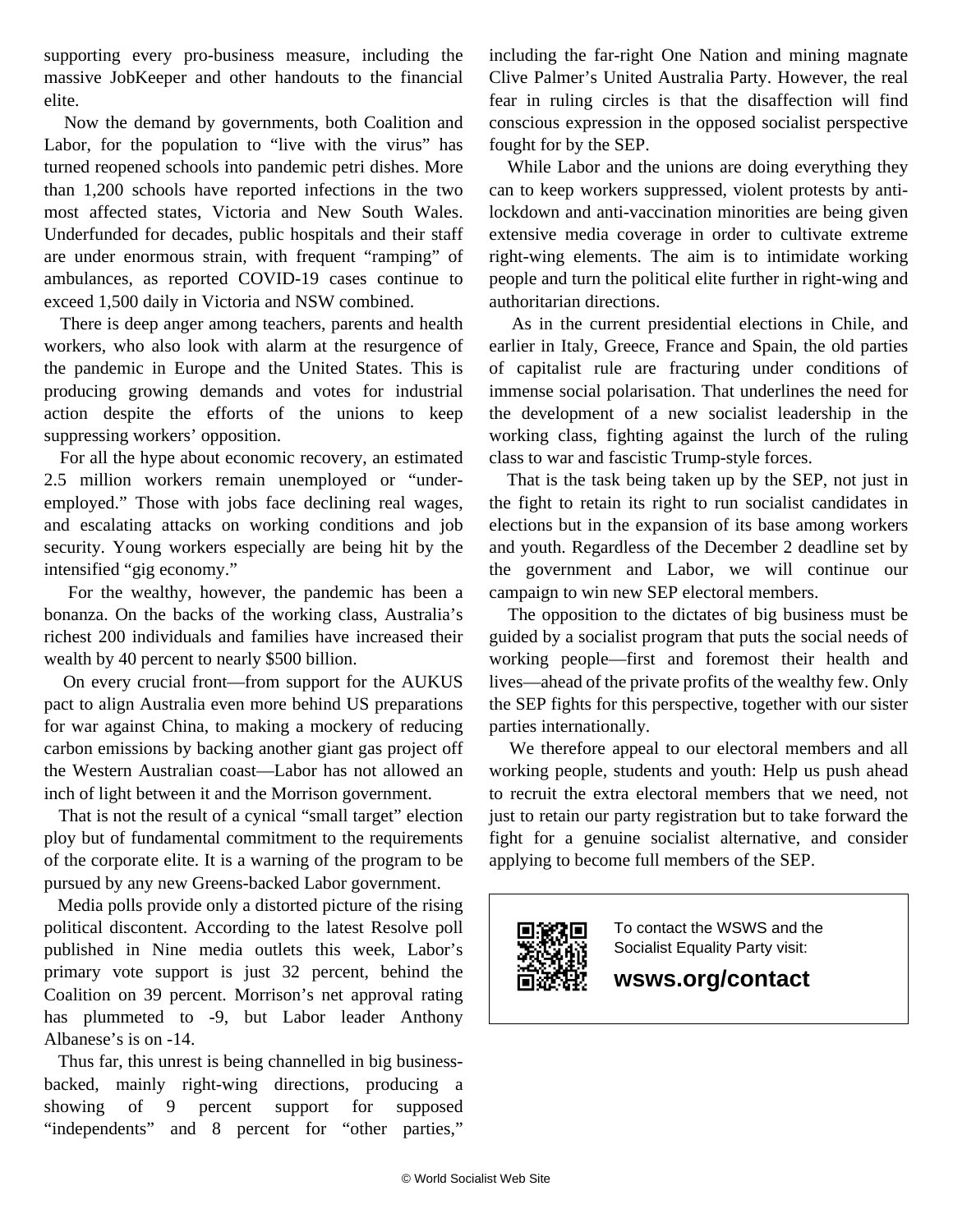supporting every pro-business measure, including the massive JobKeeper and other handouts to the financial elite.

Now the demand by governments, both Coalition and Labor, for the population to "live with the virus" has turned reopened schools into pandemic petri dishes. More than 1,200 schools have reported infections in the two most affected states, Victoria and New South Wales. Underfunded for decades, public hospitals and their staff are under enormous strain, with frequent "ramping" of ambulances, as reported COVID-19 cases continue to exceed 1,500 daily in Victoria and NSW combined.

There is deep anger among teachers, parents and health workers, who also look with alarm at the resurgence of the pandemic in Europe and the United States. This is producing growing demands and votes for industrial action despite the efforts of the unions to keep suppressing workers' opposition.

For all the hype about economic recovery, an estimated 2.5 million workers remain unemployed or "under-employed." Those with jobs face declining real wages, and escalating attacks on working conditions and job security. Young workers especially are being hit by the intensified "gig economy."

For the wealthy, however, the pandemic has been a bonanza. On the backs of the working class, Australia's richest 200 individuals and families have increased their wealth by 40 percent to nearly $500 billion.

On every crucial front—from support for the AUKUS pact to align Australia even more behind US preparations for war against China, to making a mockery of reducing carbon emissions by backing another giant gas project off the Western Australian coast—Labor has not allowed an inch of light between it and the Morrison government.

That is not the result of a cynical "small target" election ploy but of fundamental commitment to the requirements of the corporate elite. It is a warning of the program to be pursued by any new Greens-backed Labor government.

Media polls provide only a distorted picture of the rising political discontent. According to the latest Resolve poll published in Nine media outlets this week, Labor's primary vote support is just 32 percent, behind the Coalition on 39 percent. Morrison's net approval rating has plummeted to -9, but Labor leader Anthony Albanese's is on -14.

Thus far, this unrest is being channelled in big business-backed, mainly right-wing directions, producing a showing of 9 percent support for supposed "independents" and 8 percent for "other parties," including the far-right One Nation and mining magnate Clive Palmer's United Australia Party. However, the real fear in ruling circles is that the disaffection will find conscious expression in the opposed socialist perspective fought for by the SEP.

While Labor and the unions are doing everything they can to keep workers suppressed, violent protests by anti-lockdown and anti-vaccination minorities are being given extensive media coverage in order to cultivate extreme right-wing elements. The aim is to intimidate working people and turn the political elite further in right-wing and authoritarian directions.

As in the current presidential elections in Chile, and earlier in Italy, Greece, France and Spain, the old parties of capitalist rule are fracturing under conditions of immense social polarisation. That underlines the need for the development of a new socialist leadership in the working class, fighting against the lurch of the ruling class to war and fascistic Trump-style forces.

That is the task being taken up by the SEP, not just in the fight to retain its right to run socialist candidates in elections but in the expansion of its base among workers and youth. Regardless of the December 2 deadline set by the government and Labor, we will continue our campaign to win new SEP electoral members.

The opposition to the dictates of big business must be guided by a socialist program that puts the social needs of working people—first and foremost their health and lives—ahead of the private profits of the wealthy few. Only the SEP fights for this perspective, together with our sister parties internationally.

We therefore appeal to our electoral members and all working people, students and youth: Help us push ahead to recruit the extra electoral members that we need, not just to retain our party registration but to take forward the fight for a genuine socialist alternative, and consider applying to become full members of the SEP.

To contact the WSWS and the Socialist Equality Party visit:

**wsws.org/contact**